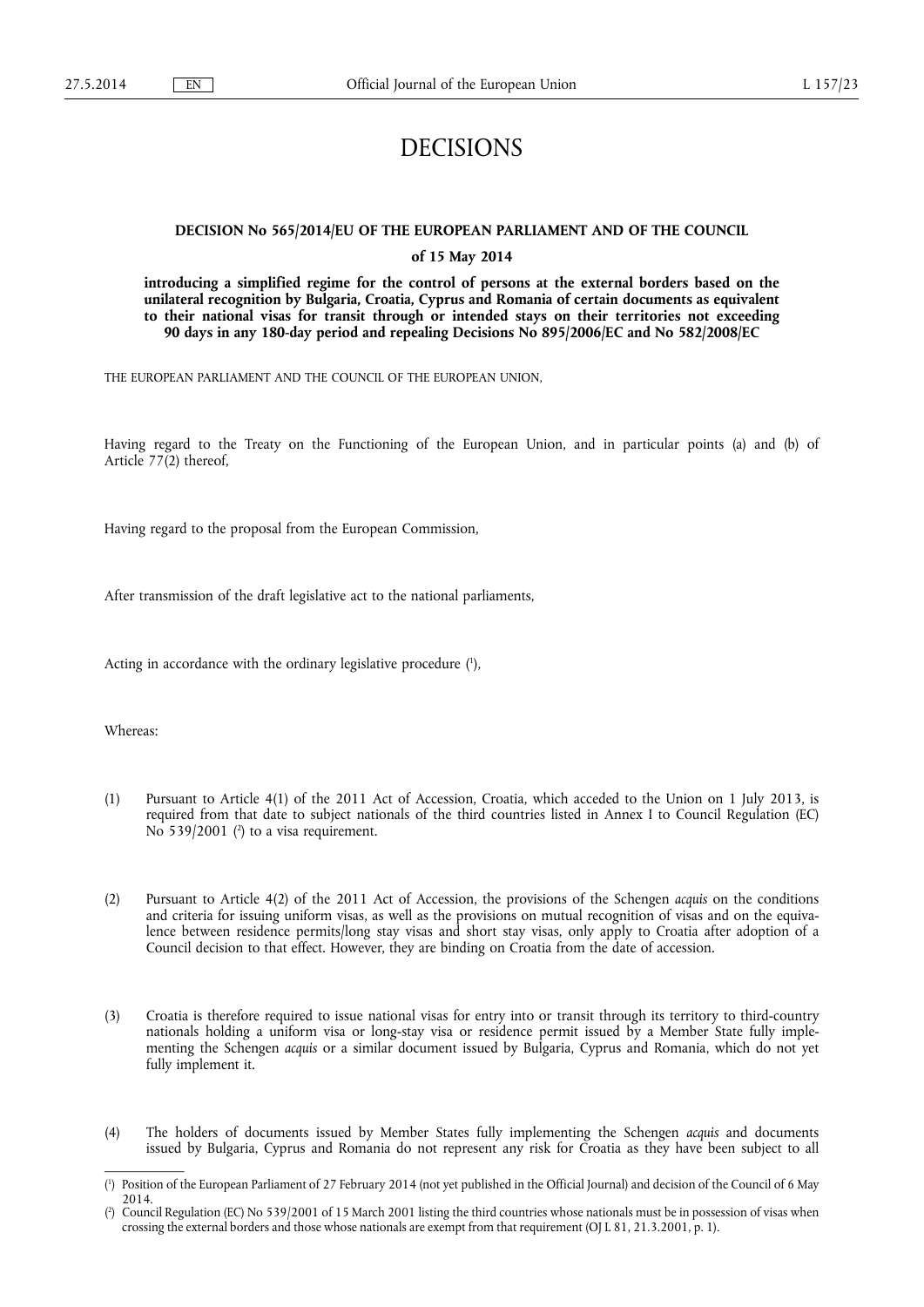# DECISIONS

## DECISION No 565/2014/EU OF THE EUROPEAN PARLIAMENT AND OF THE COUNCIL

### of 15 May 2014

**introducing a simplified regime for the control of persons at the external borders based on the unilateral recognition by Bulgaria, Croatia, Cyprus and Romania of certain documents as equivalent to their national visas for transit through or intended stays on their territories not exceeding 90 days in any 180-day period and repealing Decisions No 895/2006/EC and No 582/2008/EC**

THE EUROPEAN PARLIAMENT AND THE COUNCIL OF THE EUROPEAN UNION,

Having regard to the Treaty on the Functioning of the European Union, and in particular points (a) and (b) of Article 77(2) thereof,

Having regard to the proposal from the European Commission,

After transmission of the draft legislative act to the national parliaments,

Acting in accordance with the ordinary legislative procedure ([1]),

Whereas:

(1) Pursuant to Article 4(1) of the 2011 Act of Accession, Croatia, which acceded to the Union on 1 July 2013, is required from that date to subject nationals of the third countries listed in Annex I to Council Regulation (EC) No 539/2001 ([2]) to a visa requirement.

(2) Pursuant to Article 4(2) of the 2011 Act of Accession, the provisions of the Schengen *acquis* on the conditions and criteria for issuing uniform visas, as well as the provisions on mutual recognition of visas and on the equivalence between residence permits/long stay visas and short stay visas, only apply to Croatia after adoption of a Council decision to that effect. However, they are binding on Croatia from the date of accession.

(3) Croatia is therefore required to issue national visas for entry into or transit through its territory to third-country nationals holding a uniform visa or long-stay visa or residence permit issued by a Member State fully implementing the Schengen *acquis* or a similar document issued by Bulgaria, Cyprus and Romania, which do not yet fully implement it.

(4) The holders of documents issued by Member States fully implementing the Schengen *acquis* and documents issued by Bulgaria, Cyprus and Romania do not represent any risk for Croatia as they have been subject to all

---

([1]) Position of the European Parliament of 27 February 2014 (not yet published in the Official Journal) and decision of the Council of 6 May 2014.

([2]) Council Regulation (EC) No 539/2001 of 15 March 2001 listing the third countries whose nationals must be in possession of visas when crossing the external borders and those whose nationals are exempt from that requirement (OJ L 81, 21.3.2001, p. 1).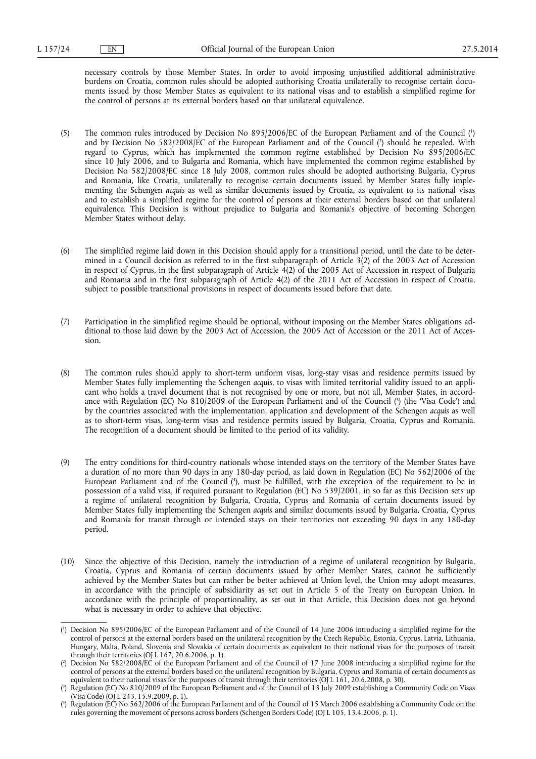necessary controls by those Member States. In order to avoid imposing unjustified additional administrative burdens on Croatia, common rules should be adopted authorising Croatia unilaterally to recognise certain documents issued by those Member States as equivalent to its national visas and to establish a simplified regime for the control of persons at its external borders based on that unilateral equivalence.

(5) The common rules introduced by Decision No 895/2006/EC of the European Parliament and of the Council [1] and by Decision No 582/2008/EC of the European Parliament and of the Council [2] should be repealed. With regard to Cyprus, which has implemented the common regime established by Decision No 895/2006/EC since 10 July 2006, and to Bulgaria and Romania, which have implemented the common regime established by Decision No 582/2008/EC since 18 July 2008, common rules should be adopted authorising Bulgaria, Cyprus and Romania, like Croatia, unilaterally to recognise certain documents issued by Member States fully implementing the Schengen *acquis* as well as similar documents issued by Croatia, as equivalent to its national visas and to establish a simplified regime for the control of persons at their external borders based on that unilateral equivalence. This Decision is without prejudice to Bulgaria and Romania's objective of becoming Schengen Member States without delay.

(6) The simplified regime laid down in this Decision should apply for a transitional period, until the date to be determined in a Council decision as referred to in the first subparagraph of Article 3(2) of the 2003 Act of Accession in respect of Cyprus, in the first subparagraph of Article 4(2) of the 2005 Act of Accession in respect of Bulgaria and Romania and in the first subparagraph of Article 4(2) of the 2011 Act of Accession in respect of Croatia, subject to possible transitional provisions in respect of documents issued before that date.

(7) Participation in the simplified regime should be optional, without imposing on the Member States obligations additional to those laid down by the 2003 Act of Accession, the 2005 Act of Accession or the 2011 Act of Accession.

(8) The common rules should apply to short-term uniform visas, long-stay visas and residence permits issued by Member States fully implementing the Schengen *acquis*, to visas with limited territorial validity issued to an applicant who holds a travel document that is not recognised by one or more, but not all, Member States, in accordance with Regulation (EC) No 810/2009 of the European Parliament and of the Council [3] (the 'Visa Code') and by the countries associated with the implementation, application and development of the Schengen *acquis* as well as to short-term visas, long-term visas and residence permits issued by Bulgaria, Croatia, Cyprus and Romania. The recognition of a document should be limited to the period of its validity.

(9) The entry conditions for third-country nationals whose intended stays on the territory of the Member States have a duration of no more than 90 days in any 180-day period, as laid down in Regulation (EC) No 562/2006 of the European Parliament and of the Council [4], must be fulfilled, with the exception of the requirement to be in possession of a valid visa, if required pursuant to Regulation (EC) No 539/2001, in so far as this Decision sets up a regime of unilateral recognition by Bulgaria, Croatia, Cyprus and Romania of certain documents issued by Member States fully implementing the Schengen *acquis* and similar documents issued by Bulgaria, Croatia, Cyprus and Romania for transit through or intended stays on their territories not exceeding 90 days in any 180-day period.

(10) Since the objective of this Decision, namely the introduction of a regime of unilateral recognition by Bulgaria, Croatia, Cyprus and Romania of certain documents issued by other Member States, cannot be sufficiently achieved by the Member States but can rather be better achieved at Union level, the Union may adopt measures, in accordance with the principle of subsidiarity as set out in Article 5 of the Treaty on European Union. In accordance with the principle of proportionality, as set out in that Article, this Decision does not go beyond what is necessary in order to achieve that objective.

---

[1] Decision No 895/2006/EC of the European Parliament and of the Council of 14 June 2006 introducing a simplified regime for the control of persons at the external borders based on the unilateral recognition by the Czech Republic, Estonia, Cyprus, Latvia, Lithuania, Hungary, Malta, Poland, Slovenia and Slovakia of certain documents as equivalent to their national visas for the purposes of transit through their territories (OJ L 167, 20.6.2006, p. 1).

[2] Decision No 582/2008/EC of the European Parliament and of the Council of 17 June 2008 introducing a simplified regime for the control of persons at the external borders based on the unilateral recognition by Bulgaria, Cyprus and Romania of certain documents as equivalent to their national visas for the purposes of transit through their territories (OJ L 161, 20.6.2008, p. 30).

[3] Regulation (EC) No 810/2009 of the European Parliament and of the Council of 13 July 2009 establishing a Community Code on Visas (Visa Code) (OJ L 243, 15.9.2009, p. 1).

[4] Regulation (EC) No 562/2006 of the European Parliament and of the Council of 15 March 2006 establishing a Community Code on the rules governing the movement of persons across borders (Schengen Borders Code) (OJ L 105, 13.4.2006, p. 1).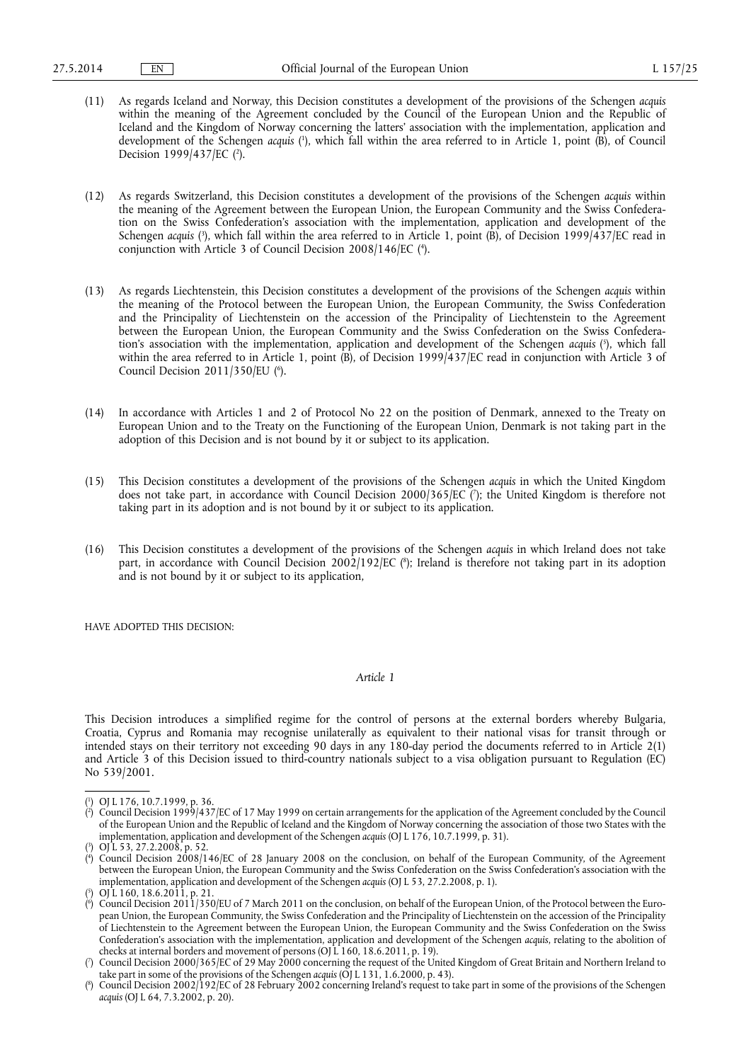(11) As regards Iceland and Norway, this Decision constitutes a development of the provisions of the Schengen *acquis* within the meaning of the Agreement concluded by the Council of the European Union and the Republic of Iceland and the Kingdom of Norway concerning the latters' association with the implementation, application and development of the Schengen *acquis* [1], which fall within the area referred to in Article 1, point (B), of Council Decision 1999/437/EC [2].

(12) As regards Switzerland, this Decision constitutes a development of the provisions of the Schengen *acquis* within the meaning of the Agreement between the European Union, the European Community and the Swiss Confederation on the Swiss Confederation's association with the implementation, application and development of the Schengen *acquis* [3], which fall within the area referred to in Article 1, point (B), of Decision 1999/437/EC read in conjunction with Article 3 of Council Decision 2008/146/EC [4].

(13) As regards Liechtenstein, this Decision constitutes a development of the provisions of the Schengen *acquis* within the meaning of the Protocol between the European Union, the European Community, the Swiss Confederation and the Principality of Liechtenstein on the accession of the Principality of Liechtenstein to the Agreement between the European Union, the European Community and the Swiss Confederation on the Swiss Confederation's association with the implementation, application and development of the Schengen *acquis* [5], which fall within the area referred to in Article 1, point (B), of Decision 1999/437/EC read in conjunction with Article 3 of Council Decision 2011/350/EU [6].

(14) In accordance with Articles 1 and 2 of Protocol No 22 on the position of Denmark, annexed to the Treaty on European Union and to the Treaty on the Functioning of the European Union, Denmark is not taking part in the adoption of this Decision and is not bound by it or subject to its application.

(15) This Decision constitutes a development of the provisions of the Schengen *acquis* in which the United Kingdom does not take part, in accordance with Council Decision 2000/365/EC [7]; the United Kingdom is therefore not taking part in its adoption and is not bound by it or subject to its application.

(16) This Decision constitutes a development of the provisions of the Schengen *acquis* in which Ireland does not take part, in accordance with Council Decision 2002/192/EC [8]; Ireland is therefore not taking part in its adoption and is not bound by it or subject to its application,

HAVE ADOPTED THIS DECISION:

*Article 1*

This Decision introduces a simplified regime for the control of persons at the external borders whereby Bulgaria, Croatia, Cyprus and Romania may recognise unilaterally as equivalent to their national visas for transit through or intended stays on their territory not exceeding 90 days in any 180-day period the documents referred to in Article 2(1) and Article 3 of this Decision issued to third-country nationals subject to a visa obligation pursuant to Regulation (EC) No 539/2001.

---

[1] OJ L 176, 10.7.1999, p. 36.

[2] Council Decision 1999/437/EC of 17 May 1999 on certain arrangements for the application of the Agreement concluded by the Council of the European Union and the Republic of Iceland and the Kingdom of Norway concerning the association of those two States with the implementation, application and development of the Schengen *acquis* (OJ L 176, 10.7.1999, p. 31).

[3] OJ L 53, 27.2.2008, p. 52.

[4] Council Decision 2008/146/EC of 28 January 2008 on the conclusion, on behalf of the European Community, of the Agreement between the European Union, the European Community and the Swiss Confederation on the Swiss Confederation's association with the implementation, application and development of the Schengen *acquis* (OJ L 53, 27.2.2008, p. 1).

[5] OJ L 160, 18.6.2011, p. 21.

[6] Council Decision 2011/350/EU of 7 March 2011 on the conclusion, on behalf of the European Union, of the Protocol between the European Union, the European Community, the Swiss Confederation and the Principality of Liechtenstein on the accession of the Principality of Liechtenstein to the Agreement between the European Union, the European Community and the Swiss Confederation on the Swiss Confederation's association with the implementation, application and development of the Schengen *acquis*, relating to the abolition of checks at internal borders and movement of persons (OJ L 160, 18.6.2011, p. 19).

[7] Council Decision 2000/365/EC of 29 May 2000 concerning the request of the United Kingdom of Great Britain and Northern Ireland to take part in some of the provisions of the Schengen *acquis* (OJ L 131, 1.6.2000, p. 43).

[8] Council Decision 2002/192/EC of 28 February 2002 concerning Ireland's request to take part in some of the provisions of the Schengen *acquis* (OJ L 64, 7.3.2002, p. 20).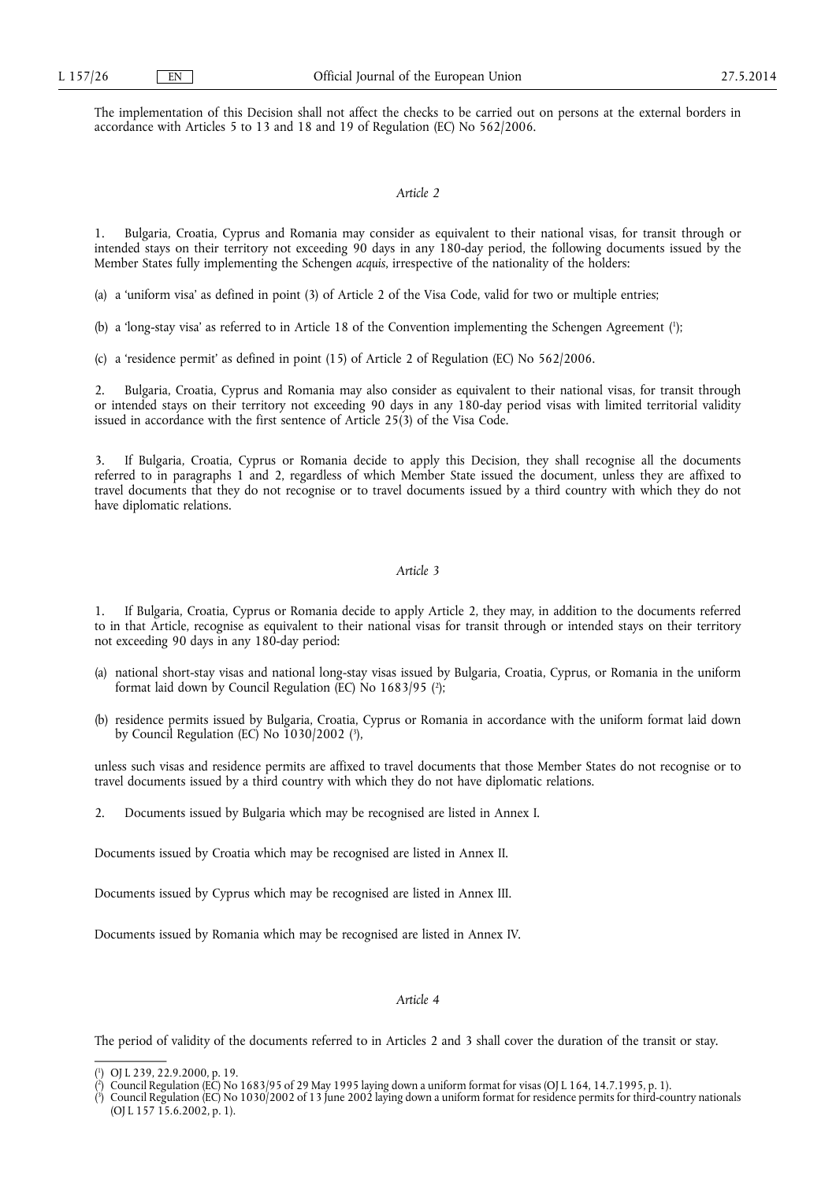The implementation of this Decision shall not affect the checks to be carried out on persons at the external borders in accordance with Articles 5 to 13 and 18 and 19 of Regulation (EC) No 562/2006.

*Article 2*

1. Bulgaria, Croatia, Cyprus and Romania may consider as equivalent to their national visas, for transit through or intended stays on their territory not exceeding 90 days in any 180-day period, the following documents issued by the Member States fully implementing the Schengen *acquis*, irrespective of the nationality of the holders:

(a) a 'uniform visa' as defined in point (3) of Article 2 of the Visa Code, valid for two or multiple entries;

(b) a 'long-stay visa' as referred to in Article 18 of the Convention implementing the Schengen Agreement [1];

(c) a 'residence permit' as defined in point (15) of Article 2 of Regulation (EC) No 562/2006.

2. Bulgaria, Croatia, Cyprus and Romania may also consider as equivalent to their national visas, for transit through or intended stays on their territory not exceeding 90 days in any 180-day period visas with limited territorial validity issued in accordance with the first sentence of Article 25(3) of the Visa Code.

3. If Bulgaria, Croatia, Cyprus or Romania decide to apply this Decision, they shall recognise all the documents referred to in paragraphs 1 and 2, regardless of which Member State issued the document, unless they are affixed to travel documents that they do not recognise or to travel documents issued by a third country with which they do not have diplomatic relations.

*Article 3*

1. If Bulgaria, Croatia, Cyprus or Romania decide to apply Article 2, they may, in addition to the documents referred to in that Article, recognise as equivalent to their national visas for transit through or intended stays on their territory not exceeding 90 days in any 180-day period:

(a) national short-stay visas and national long-stay visas issued by Bulgaria, Croatia, Cyprus, or Romania in the uniform format laid down by Council Regulation (EC) No 1683/95 [2];

(b) residence permits issued by Bulgaria, Croatia, Cyprus or Romania in accordance with the uniform format laid down by Council Regulation (EC) No 1030/2002 [3],

unless such visas and residence permits are affixed to travel documents that those Member States do not recognise or to travel documents issued by a third country with which they do not have diplomatic relations.

2. Documents issued by Bulgaria which may be recognised are listed in Annex I.

Documents issued by Croatia which may be recognised are listed in Annex II.

Documents issued by Cyprus which may be recognised are listed in Annex III.

Documents issued by Romania which may be recognised are listed in Annex IV.

*Article 4*

The period of validity of the documents referred to in Articles 2 and 3 shall cover the duration of the transit or stay.

---

[1] OJ L 239, 22.9.2000, p. 19.

[2] Council Regulation (EC) No 1683/95 of 29 May 1995 laying down a uniform format for visas (OJ L 164, 14.7.1995, p. 1).

[3] Council Regulation (EC) No 1030/2002 of 13 June 2002 laying down a uniform format for residence permits for third-country nationals (OJ L 157 15.6.2002, p. 1).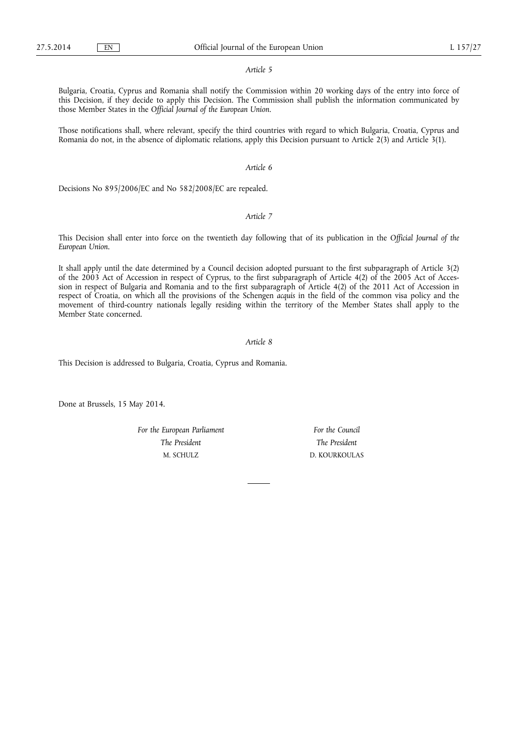*Article 5*

Bulgaria, Croatia, Cyprus and Romania shall notify the Commission within 20 working days of the entry into force of this Decision, if they decide to apply this Decision. The Commission shall publish the information communicated by those Member States in the *Official Journal of the European Union*.

Those notifications shall, where relevant, specify the third countries with regard to which Bulgaria, Croatia, Cyprus and Romania do not, in the absence of diplomatic relations, apply this Decision pursuant to Article 2(3) and Article 3(1).

*Article 6*

Decisions No 895/2006/EC and No 582/2008/EC are repealed.

*Article 7*

This Decision shall enter into force on the twentieth day following that of its publication in the *Official Journal of the European Union*.

It shall apply until the date determined by a Council decision adopted pursuant to the first subparagraph of Article 3(2) of the 2003 Act of Accession in respect of Cyprus, to the first subparagraph of Article 4(2) of the 2005 Act of Accession in respect of Bulgaria and Romania and to the first subparagraph of Article 4(2) of the 2011 Act of Accession in respect of Croatia, on which all the provisions of the Schengen *acquis* in the field of the common visa policy and the movement of third-country nationals legally residing within the territory of the Member States shall apply to the Member State concerned.

*Article 8*

This Decision is addressed to Bulgaria, Croatia, Cyprus and Romania.

Done at Brussels, 15 May 2014.

*For the European Parliament*
*The President*
M. SCHULZ

*For the Council*
*The President*
D. KOURKOULAS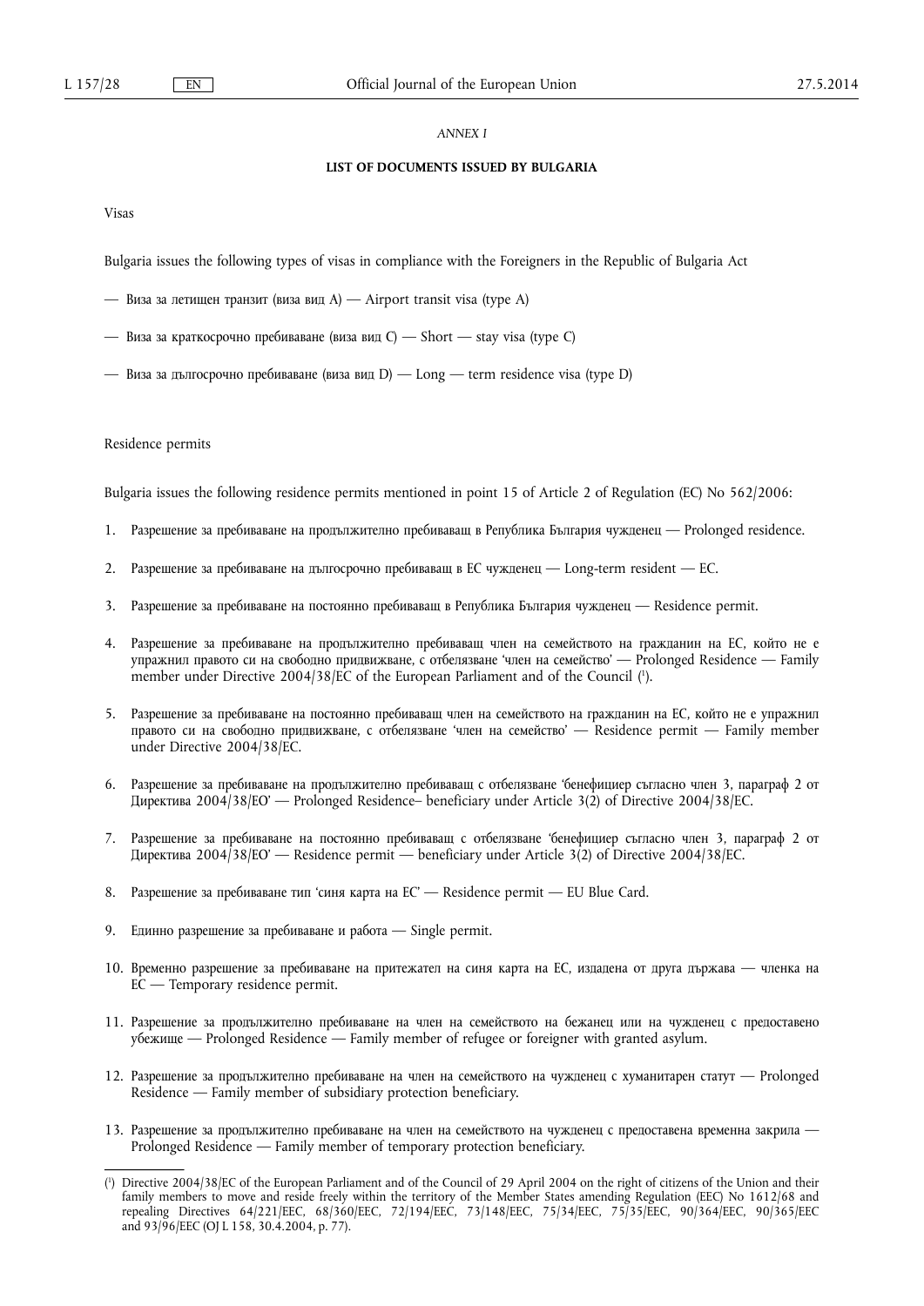*ANNEX I*

**LIST OF DOCUMENTS ISSUED BY BULGARIA**

Visas

Bulgaria issues the following types of visas in compliance with the Foreigners in the Republic of Bulgaria Act

— Виза за летищен транзит (виза вид А) — Airport transit visa (type A)

— Виза за краткосрочно пребиваване (виза вид С) — Short — stay visa (type C)

— Виза за дългосрочно пребиваване (виза вид D) — Long — term residence visa (type D)

Residence permits

Bulgaria issues the following residence permits mentioned in point 15 of Article 2 of Regulation (EC) No 562/2006:

1. Разрешение за пребиваване на продължително пребиваващ в Република България чужденец — Prolonged residence.

2. Разрешение за пребиваване на дългосрочно пребиваващ в ЕС чужденец — Long-term resident — EC.

3. Разрешение за пребиваване на постоянно пребиваващ в Република България чужденец — Residence permit.

4. Разрешение за пребиваване на продължително пребиваващ член на семейството на гражданин на ЕС, който не е упражнил правото си на свободно придвижване, с отбелязване 'член на семейство' — Prolonged Residence — Family member under Directive 2004/38/EC of the European Parliament and of the Council [1].

5. Разрешение за пребиваване на постоянно пребиваващ член на семейството на гражданин на ЕС, който не е упражнил правото си на свободно придвижване, с отбелязване 'член на семейство' — Residence permit — Family member under Directive 2004/38/EC.

6. Разрешение за пребиваване на продължително пребиваващ с отбелязване 'бенефициер съгласно член 3, параграф 2 от Директива 2004/38/ЕО' — Prolonged Residence– beneficiary under Article 3(2) of Directive 2004/38/EC.

7. Разрешение за пребиваване на постоянно пребиваващ с отбелязване 'бенефициер съгласно член 3, параграф 2 от Директива 2004/38/ЕО' — Residence permit — beneficiary under Article 3(2) of Directive 2004/38/EC.

8. Разрешение за пребиваване тип 'синя карта на ЕС' — Residence permit — EU Blue Card.

9. Единно разрешение за пребиваване и работа — Single permit.

10. Временно разрешение за пребиваване на притежател на синя карта на ЕС, издадена от друга държава — членка на ЕС — Temporary residence permit.

11. Разрешение за продължително пребиваване на член на семейството на бежанец или на чужденец с предоставено убежище — Prolonged Residence — Family member of refugee or foreigner with granted asylum.

12. Разрешение за продължително пребиваване на член на семейството на чужденец с хуманитарен статут — Prolonged Residence — Family member of subsidiary protection beneficiary.

13. Разрешение за продължително пребиваване на член на семейството на чужденец с предоставена временна закрила — Prolonged Residence — Family member of temporary protection beneficiary.

---

[1] Directive 2004/38/EC of the European Parliament and of the Council of 29 April 2004 on the right of citizens of the Union and their family members to move and reside freely within the territory of the Member States amending Regulation (EEC) No 1612/68 and repealing Directives 64/221/EEC, 68/360/EEC, 72/194/EEC, 73/148/EEC, 75/34/EEC, 75/35/EEC, 90/364/EEC, 90/365/EEC and 93/96/EEC (OJ L 158, 30.4.2004, p. 77).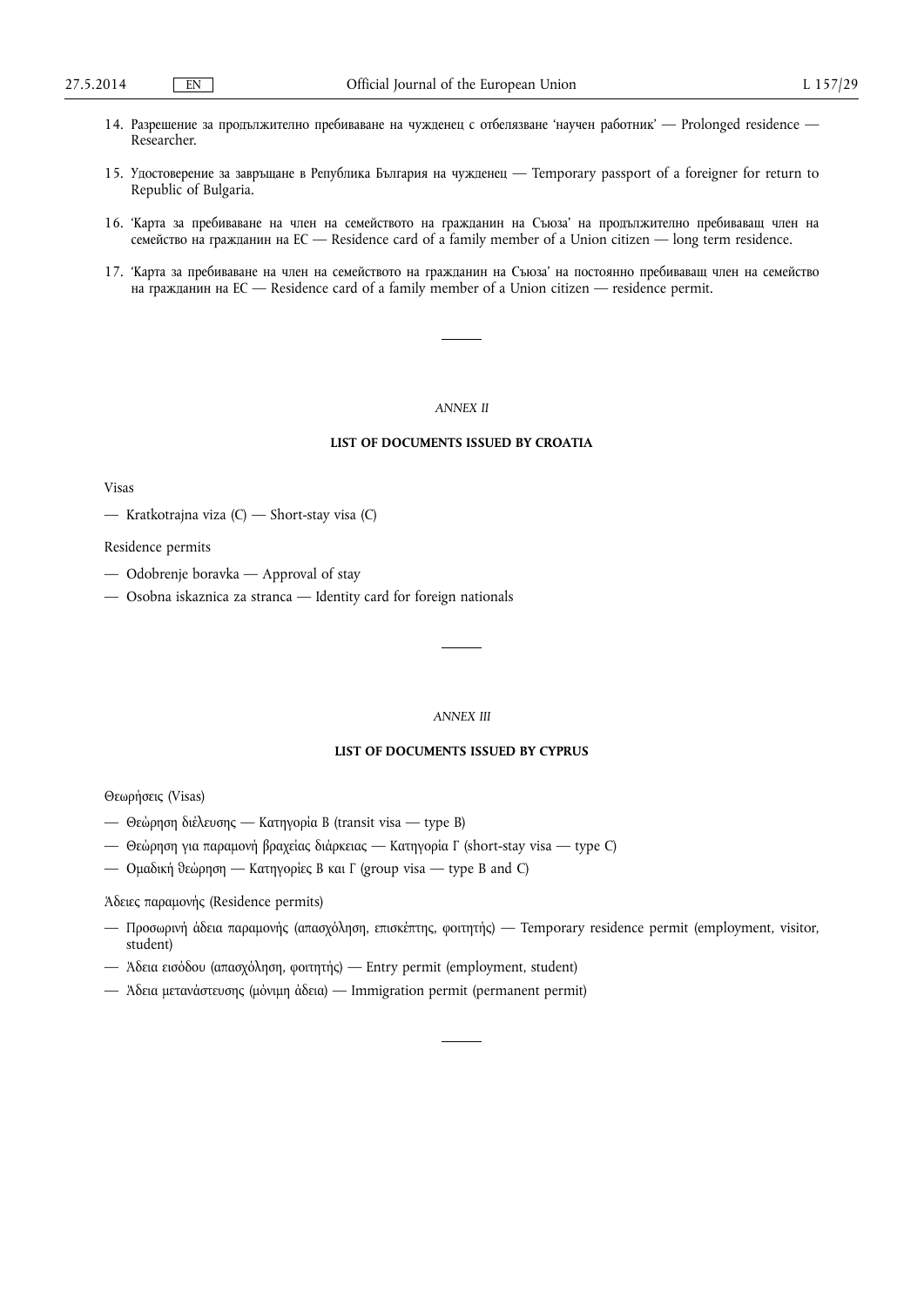14. Разрешение за продължително пребиваване на чужденец с отбелязване 'научен работник' — Prolonged residence — Researcher.

15. Удостоверение за завръщане в Република България на чужденец — Temporary passport of a foreigner for return to Republic of Bulgaria.

16. 'Карта за пребиваване на член на семейството на гражданин на Съюза' на продължително пребиваващ член на семейство на гражданин на ЕС — Residence card of a family member of a Union citizen — long term residence.

17. 'Карта за пребиваване на член на семейството на гражданин на Съюза' на постоянно пребиваващ член на семейство на гражданин на ЕС — Residence card of a family member of a Union citizen — residence permit.

*ANNEX II*

**LIST OF DOCUMENTS ISSUED BY CROATIA**

Visas

— Kratkotrajna viza (C) — Short-stay visa (C)

Residence permits

— Odobrenje boravka — Approval of stay

— Osobna iskaznica za stranca — Identity card for foreign nationals

*ANNEX III*

**LIST OF DOCUMENTS ISSUED BY CYPRUS**

Θεωρήσεις (Visas)

— Θεώρηση διέλευσης — Κατηγορία B (transit visa — type B)

— Θεώρηση για παραμονή βραχείας διάρκειας — Κατηγορία Γ (short-stay visa — type C)

— Ομαδική θεώρηση — Κατηγορίες B και Γ (group visa — type B and C)

Άδειες παραμονής (Residence permits)

— Προσωρινή άδεια παραμονής (απασχόληση, επισκέπτης, φοιτητής) — Temporary residence permit (employment, visitor, student)

— Άδεια εισόδου (απασχόληση, φοιτητής) — Entry permit (employment, student)

— Άδεια μετανάστευσης (μόνιμη άδεια) — Immigration permit (permanent permit)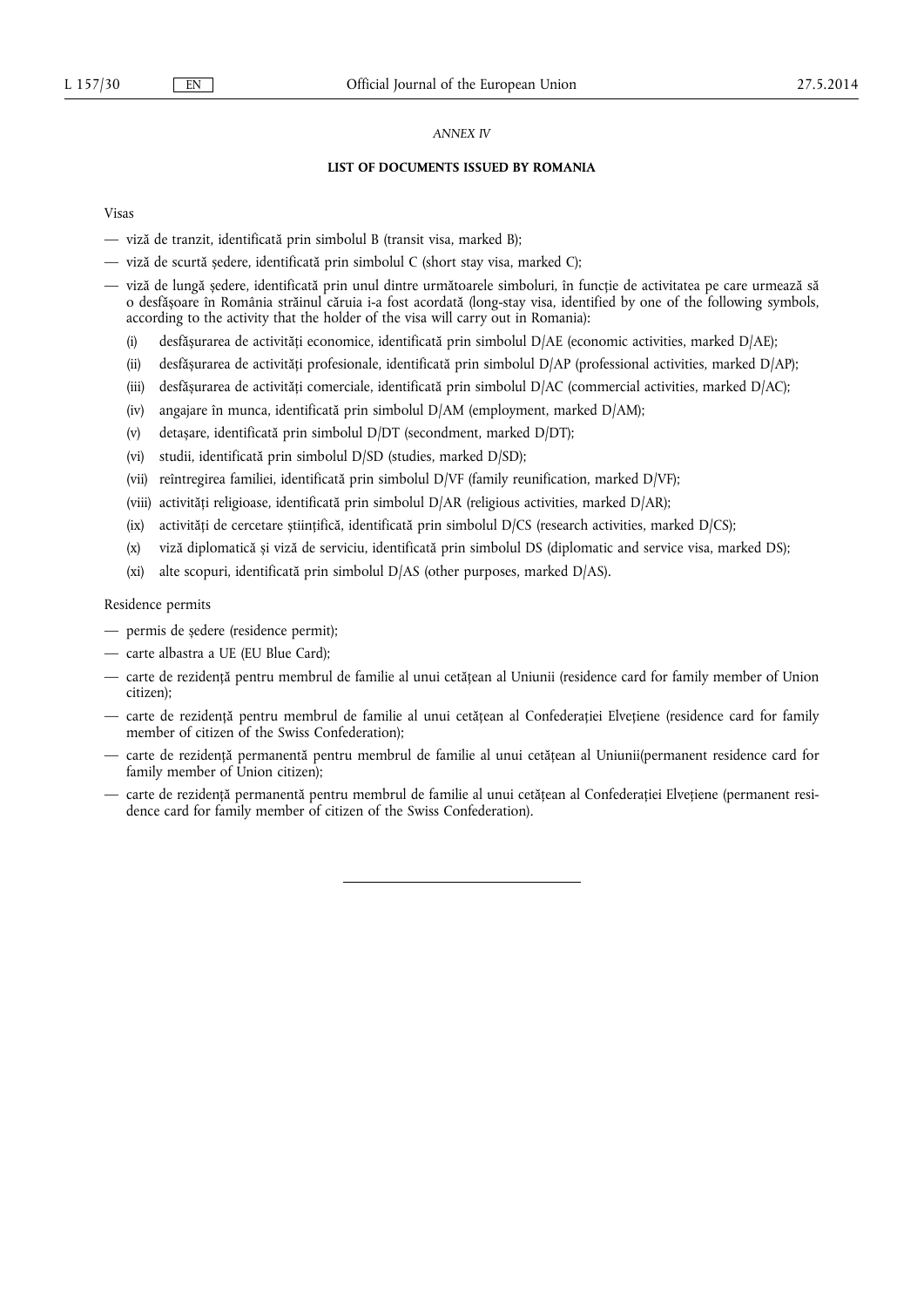*ANNEX IV*

**LIST OF DOCUMENTS ISSUED BY ROMANIA**

Visas

— viză de tranzit, identificată prin simbolul B (transit visa, marked B);

— viză de scurtă ședere, identificată prin simbolul C (short stay visa, marked C);

— viză de lungă ședere, identificată prin unul dintre următoarele simboluri, în funcție de activitatea pe care urmează să o desfășoare în România străinul căruia i-a fost acordată (long-stay visa, identified by one of the following symbols, according to the activity that the holder of the visa will carry out in Romania):

(i) desfășurarea de activități economice, identificată prin simbolul D/AE (economic activities, marked D/AE);

(ii) desfășurarea de activități profesionale, identificată prin simbolul D/AP (professional activities, marked D/AP);

(iii) desfășurarea de activități comerciale, identificată prin simbolul D/AC (commercial activities, marked D/AC);

(iv) angajare în munca, identificată prin simbolul D/AM (employment, marked D/AM);

(v) detașare, identificată prin simbolul D/DT (secondment, marked D/DT);

(vi) studii, identificată prin simbolul D/SD (studies, marked D/SD);

(vii) reîntregirea familiei, identificată prin simbolul D/VF (family reunification, marked D/VF);

(viii) activități religioase, identificată prin simbolul D/AR (religious activities, marked D/AR);

(ix) activități de cercetare științifică, identificată prin simbolul D/CS (research activities, marked D/CS);

(x) viză diplomatică și viză de serviciu, identificată prin simbolul DS (diplomatic and service visa, marked DS);

(xi) alte scopuri, identificată prin simbolul D/AS (other purposes, marked D/AS).

Residence permits

— permis de ședere (residence permit);

— carte albastra a UE (EU Blue Card);

— carte de rezidență pentru membrul de familie al unui cetățean al Uniunii (residence card for family member of Union citizen);

— carte de rezidență pentru membrul de familie al unui cetățean al Confederației Elvețiene (residence card for family member of citizen of the Swiss Confederation);

— carte de rezidență permanentă pentru membrul de familie al unui cetățean al Uniunii(permanent residence card for family member of Union citizen);

— carte de rezidență permanentă pentru membrul de familie al unui cetățean al Confederației Elvețiene (permanent residence card for family member of citizen of the Swiss Confederation).